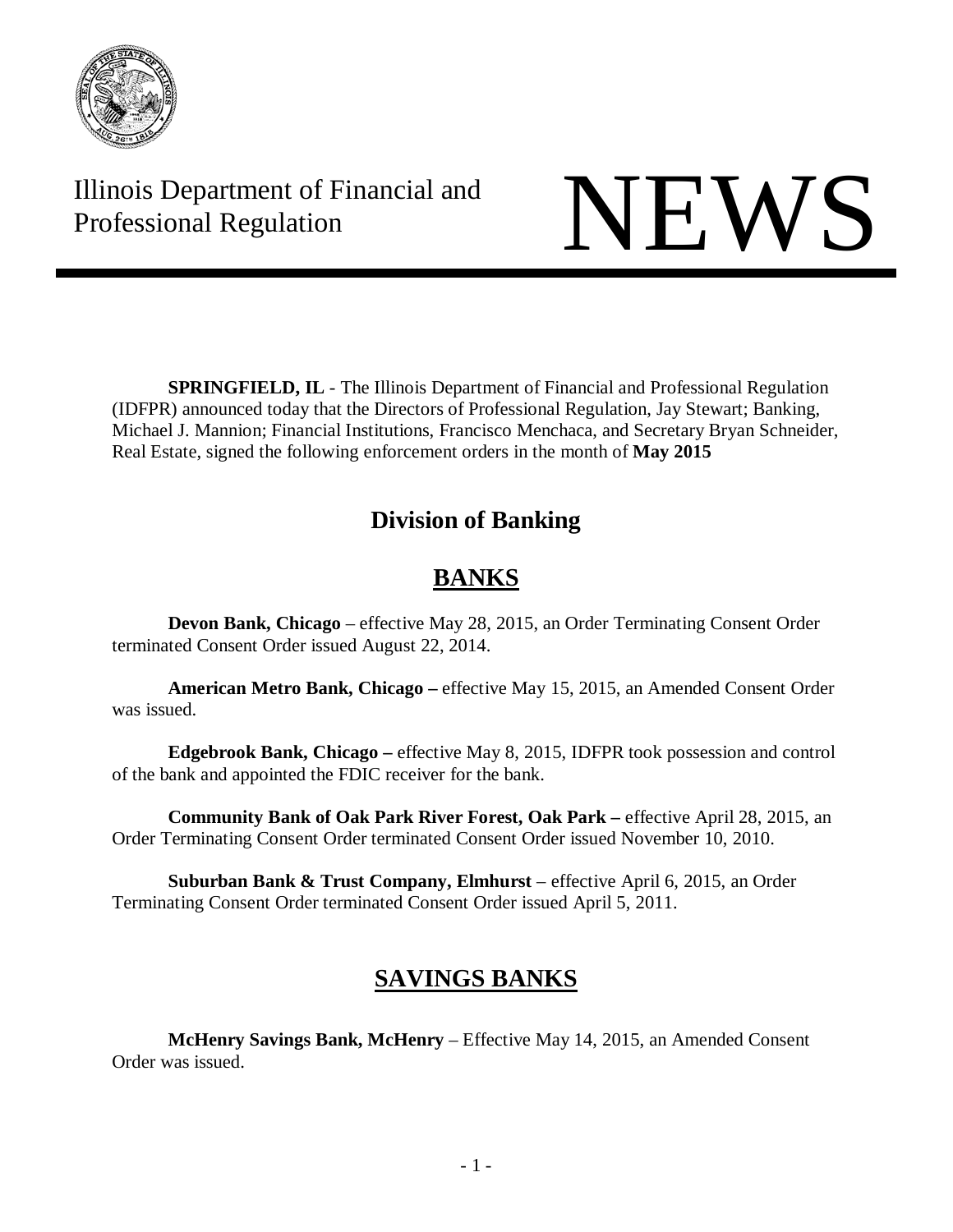Illinois Department of Financial and Professional Regulation

# NEWS

**SPRINGFIELD, IL** - The Illinois Department of Financial and Professional Regulation (IDFPR) announced today that the Directors of Professional Regulation, Jay Stewart; Banking, Michael J. Mannion; Financial Institutions, Francisco Menchaca, and Secretary Bryan Schneider, Real Estate, signed the following enforcement orders in the month of **May 2015**

## Division of Banking

## BANKS

**Devon Bank, Chicago** – effective May 28, 2015, an Order Terminating Consent Order terminated Consent Order issued August 22, 2014.

**American Metro Bank, Chicago –** effective May 15, 2015, an Amended Consent Order was issued.

**Edgebrook Bank, Chicago –** effective May 8, 2015, IDFPR took possession and control of the bank and appointed the FDIC receiver for the bank.

**Community Bank of Oak Park River Forest, Oak Park –** effective April 28, 2015, an Order Terminating Consent Order terminated Consent Order issued November 10, 2010.

**Suburban Bank & Trust Company, Elmhurst** – effective April 6, 2015, an Order Terminating Consent Order terminated Consent Order issued April 5, 2011.

## SAVINGS BANKS

**McHenry Savings Bank, McHenry** – Effective May 14, 2015, an Amended Consent Order was issued.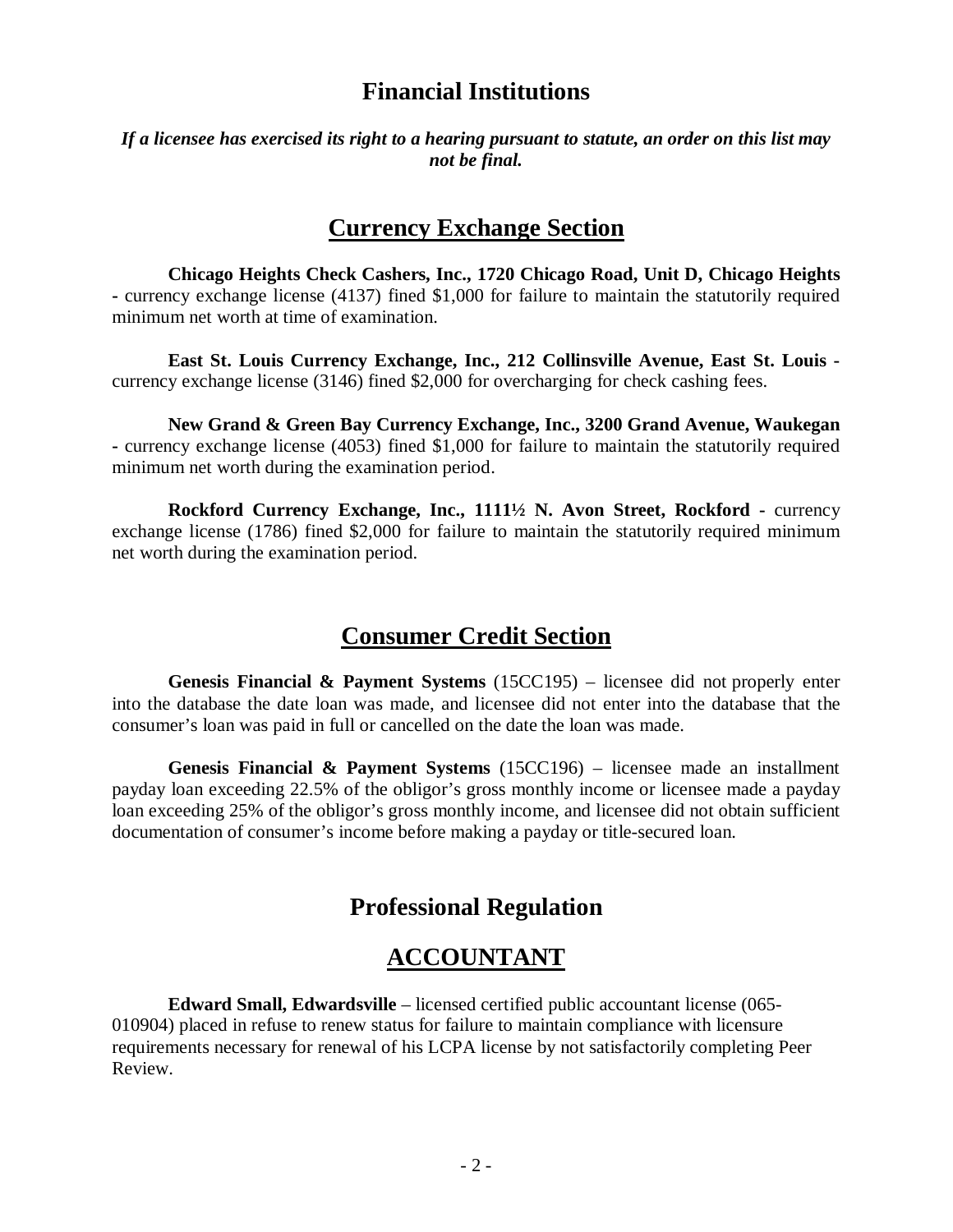# Financial Institutions

***If a licensee has exercised its right to a hearing pursuant to statute, an order on this list may not be final.***

## Currency Exchange Section

**Chicago Heights Check Cashers, Inc., 1720 Chicago Road, Unit D, Chicago Heights** - currency exchange license (4137) fined $1,000 for failure to maintain the statutorily required minimum net worth at time of examination.

**East St. Louis Currency Exchange, Inc., 212 Collinsville Avenue, East St. Louis** - currency exchange license (3146) fined $2,000 for overcharging for check cashing fees.

**New Grand & Green Bay Currency Exchange, Inc., 3200 Grand Avenue, Waukegan** - currency exchange license (4053) fined $1,000 for failure to maintain the statutorily required minimum net worth during the examination period.

**Rockford Currency Exchange, Inc., 1111½ N. Avon Street, Rockford** - currency exchange license (1786) fined $2,000 for failure to maintain the statutorily required minimum net worth during the examination period.

## Consumer Credit Section

**Genesis Financial & Payment Systems** (15CC195) – licensee did not properly enter into the database the date loan was made, and licensee did not enter into the database that the consumer's loan was paid in full or cancelled on the date the loan was made.

**Genesis Financial & Payment Systems** (15CC196) – licensee made an installment payday loan exceeding 22.5% of the obligor's gross monthly income or licensee made a payday loan exceeding 25% of the obligor's gross monthly income, and licensee did not obtain sufficient documentation of consumer's income before making a payday or title-secured loan.

# Professional Regulation

## ACCOUNTANT

**Edward Small, Edwardsville** – licensed certified public accountant license (065-010904) placed in refuse to renew status for failure to maintain compliance with licensure requirements necessary for renewal of his LCPA license by not satisfactorily completing Peer Review.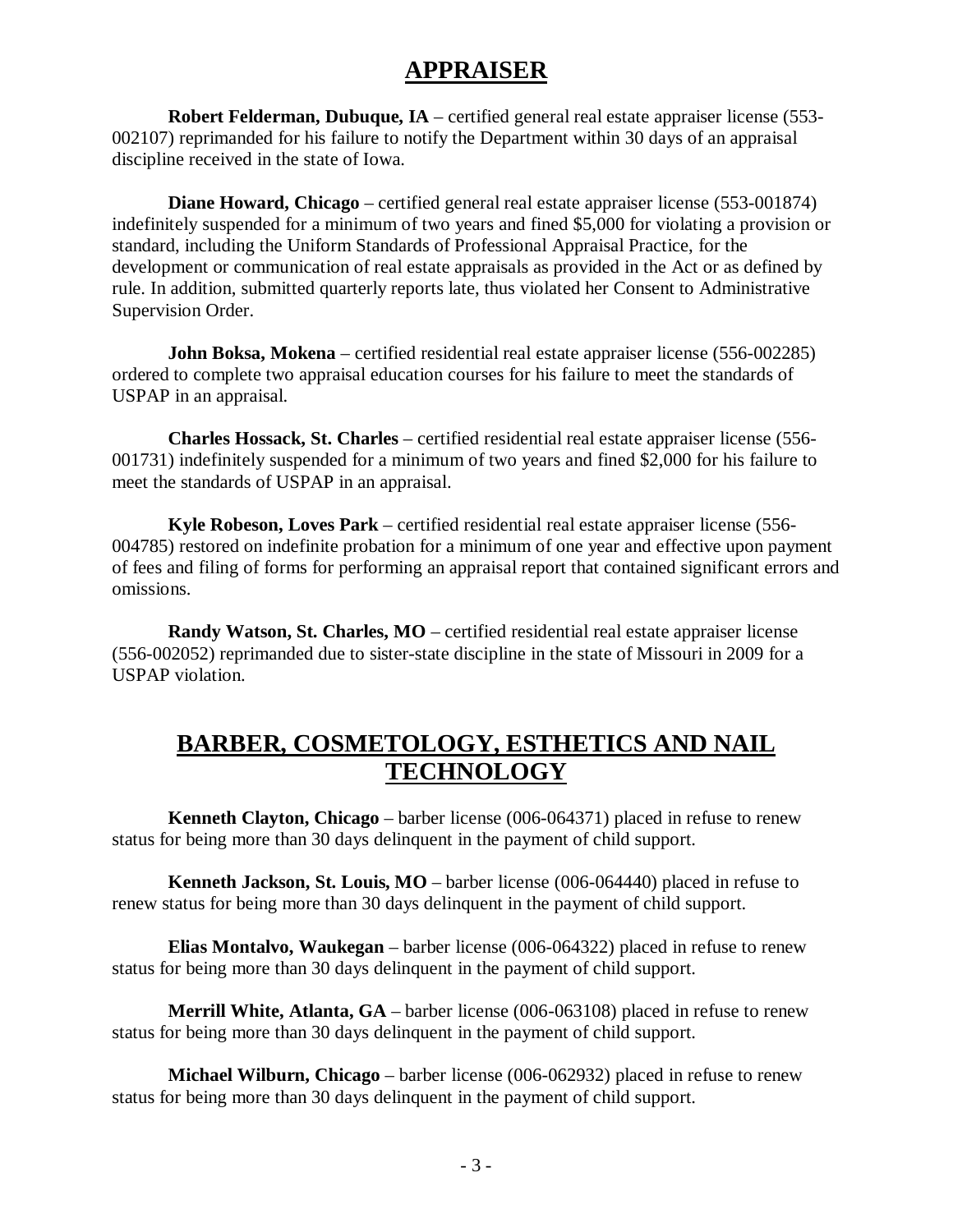## APPRAISER

**Robert Felderman, Dubuque, IA** – certified general real estate appraiser license (553-002107) reprimanded for his failure to notify the Department within 30 days of an appraisal discipline received in the state of Iowa.

**Diane Howard, Chicago** – certified general real estate appraiser license (553-001874) indefinitely suspended for a minimum of two years and fined $5,000 for violating a provision or standard, including the Uniform Standards of Professional Appraisal Practice, for the development or communication of real estate appraisals as provided in the Act or as defined by rule. In addition, submitted quarterly reports late, thus violated her Consent to Administrative Supervision Order.

**John Boksa, Mokena** – certified residential real estate appraiser license (556-002285) ordered to complete two appraisal education courses for his failure to meet the standards of USPAP in an appraisal.

**Charles Hossack, St. Charles** – certified residential real estate appraiser license (556-001731) indefinitely suspended for a minimum of two years and fined $2,000 for his failure to meet the standards of USPAP in an appraisal.

**Kyle Robeson, Loves Park** – certified residential real estate appraiser license (556-004785) restored on indefinite probation for a minimum of one year and effective upon payment of fees and filing of forms for performing an appraisal report that contained significant errors and omissions.

**Randy Watson, St. Charles, MO** – certified residential real estate appraiser license (556-002052) reprimanded due to sister-state discipline in the state of Missouri in 2009 for a USPAP violation.

## BARBER, COSMETOLOGY, ESTHETICS AND NAIL TECHNOLOGY

**Kenneth Clayton, Chicago** – barber license (006-064371) placed in refuse to renew status for being more than 30 days delinquent in the payment of child support.

**Kenneth Jackson, St. Louis, MO** – barber license (006-064440) placed in refuse to renew status for being more than 30 days delinquent in the payment of child support.

**Elias Montalvo, Waukegan** – barber license (006-064322) placed in refuse to renew status for being more than 30 days delinquent in the payment of child support.

**Merrill White, Atlanta, GA** – barber license (006-063108) placed in refuse to renew status for being more than 30 days delinquent in the payment of child support.

**Michael Wilburn, Chicago** – barber license (006-062932) placed in refuse to renew status for being more than 30 days delinquent in the payment of child support.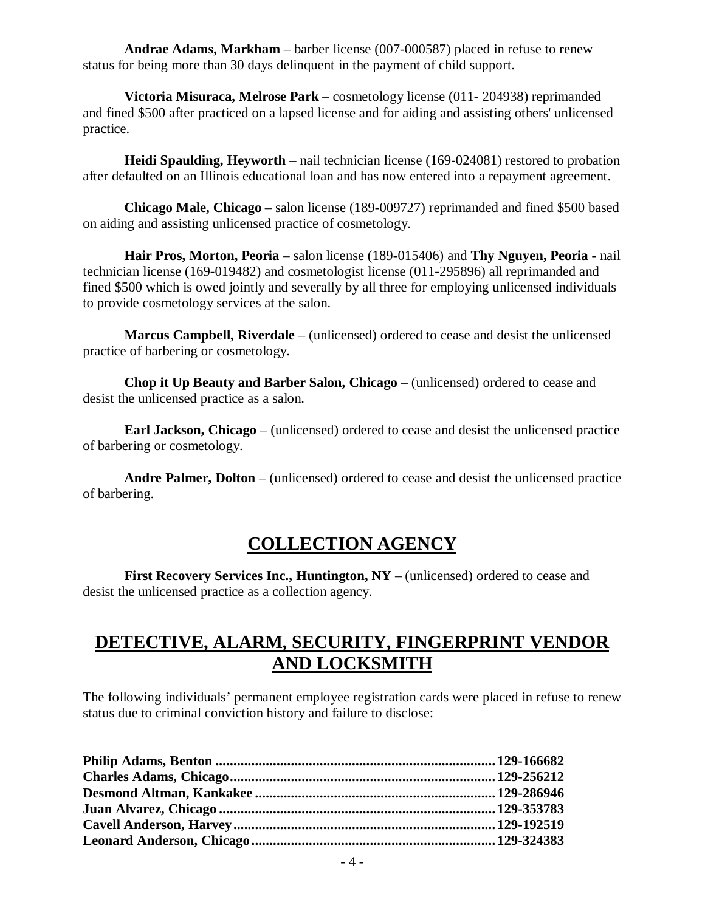**Andrae Adams, Markham** – barber license (007-000587) placed in refuse to renew status for being more than 30 days delinquent in the payment of child support.

**Victoria Misuraca, Melrose Park** – cosmetology license (011- 204938) reprimanded and fined $500 after practiced on a lapsed license and for aiding and assisting others' unlicensed practice.

**Heidi Spaulding, Heyworth** – nail technician license (169-024081) restored to probation after defaulted on an Illinois educational loan and has now entered into a repayment agreement.

**Chicago Male, Chicago** – salon license (189-009727) reprimanded and fined $500 based on aiding and assisting unlicensed practice of cosmetology.

**Hair Pros, Morton, Peoria** – salon license (189-015406) and **Thy Nguyen, Peoria** - nail technician license (169-019482) and cosmetologist license (011-295896) all reprimanded and fined $500 which is owed jointly and severally by all three for employing unlicensed individuals to provide cosmetology services at the salon.

**Marcus Campbell, Riverdale** – (unlicensed) ordered to cease and desist the unlicensed practice of barbering or cosmetology.

**Chop it Up Beauty and Barber Salon, Chicago** – (unlicensed) ordered to cease and desist the unlicensed practice as a salon.

**Earl Jackson, Chicago** – (unlicensed) ordered to cease and desist the unlicensed practice of barbering or cosmetology.

**Andre Palmer, Dolton** – (unlicensed) ordered to cease and desist the unlicensed practice of barbering.

## COLLECTION AGENCY

**First Recovery Services Inc., Huntington, NY** – (unlicensed) ordered to cease and desist the unlicensed practice as a collection agency.

## DETECTIVE, ALARM, SECURITY, FINGERPRINT VENDOR AND LOCKSMITH

The following individuals' permanent employee registration cards were placed in refuse to renew status due to criminal conviction history and failure to disclose:

**Philip Adams, Benton ............................................................................ 129-166682**
**Charles Adams, Chicago......................................................................... 129-256212**
**Desmond Altman, Kankakee .................................................................. 129-286946**
**Juan Alvarez, Chicago ........................................................................... 129-353783**
**Cavell Anderson, Harvey....................................................................... 129-192519**
**Leonard Anderson, Chicago................................................................... 129-324383**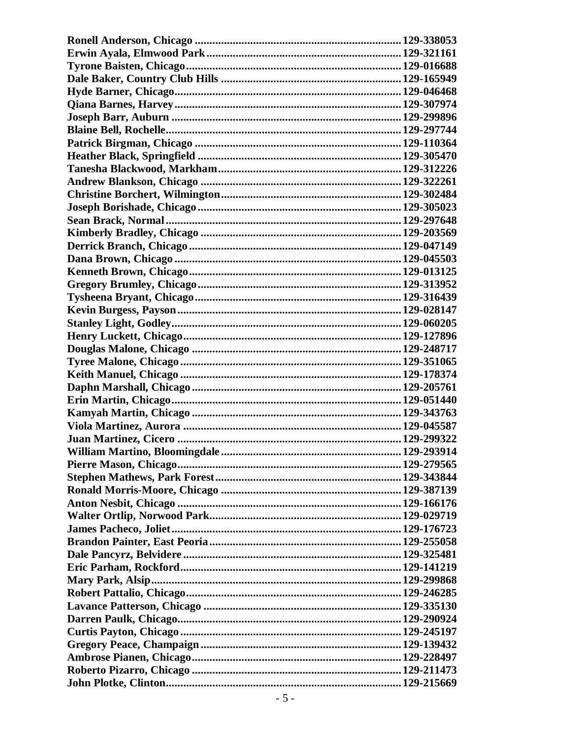**Ronell Anderson, Chicago ........................................................................ 129-338053**
**Erwin Ayala, Elmwood Park .................................................................... 129-321161**
**Tyrone Baisten, Chicago ........................................................................... 129-016688**
**Dale Baker, Country Club Hills ............................................................... 129-165949**
**Hyde Barner, Chicago .............................................................................. 129-046468**
**Qiana Barnes, Harvey .............................................................................. 129-307974**
**Joseph Barr, Auburn ................................................................................ 129-299896**
**Blaine Bell, Rochelle ................................................................................. 129-297744**
**Patrick Birgman, Chicago ........................................................................ 129-110364**
**Heather Black, Springfield ....................................................................... 129-305470**
**Tanesha Blackwood, Markham ................................................................ 129-312226**
**Andrew Blankson, Chicago ...................................................................... 129-322261**
**Christine Borchert, Wilmington .............................................................. 129-302484**
**Joseph Borishade, Chicago ...................................................................... 129-305023**
**Sean Brack, Normal ................................................................................. 129-297648**
**Kimberly Bradley, Chicago ...................................................................... 129-203569**
**Derrick Branch, Chicago .......................................................................... 129-047149**
**Dana Brown, Chicago .............................................................................. 129-045503**
**Kenneth Brown, Chicago ......................................................................... 129-013125**
**Gregory Brumley, Chicago ...................................................................... 129-313952**
**Tysheena Bryant, Chicago ....................................................................... 129-316439**
**Kevin Burgess, Payson ............................................................................. 129-028147**
**Stanley Light, Godley ............................................................................... 129-060205**
**Henry Luckett, Chicago ........................................................................... 129-127896**
**Douglas Malone, Chicago ........................................................................ 129-248717**
**Tyree Malone, Chicago ............................................................................ 129-351065**
**Keith Manuel, Chicago ............................................................................. 129-178374**
**Daphn Marshall, Chicago ........................................................................ 129-205761**
**Erin Martin, Chicago ................................................................................ 129-051440**
**Kamyah Martin, Chicago ......................................................................... 129-343763**
**Viola Martinez, Aurora ............................................................................ 129-045587**
**Juan Martinez, Cicero .............................................................................. 129-299322**
**William Martino, Bloomingdale .............................................................. 129-293914**
**Pierre Mason, Chicago .............................................................................. 129-279565**
**Stephen Mathews, Park Forest ................................................................ 129-343844**
**Ronald Morris-Moore, Chicago ............................................................... 129-387139**
**Anton Nesbit, Chicago .............................................................................. 129-166176**
**Walter Ortlip, Norwood Park .................................................................. 129-029719**
**James Pacheco, Joliet ............................................................................... 129-176723**
**Brandon Painter, East Peoria .................................................................. 129-255058**
**Dale Pancyrz, Belvidere ........................................................................... 129-325481**
**Eric Parham, Rockford ............................................................................. 129-141219**
**Mary Park, Alsip ....................................................................................... 129-299868**
**Robert Pattalio, Chicago .......................................................................... 129-246285**
**Lavance Patterson, Chicago .................................................................... 129-335130**
**Darren Paulk, Chicago ............................................................................. 129-290924**
**Curtis Payton, Chicago ............................................................................ 129-245197**
**Gregory Peace, Champaign ..................................................................... 129-139432**
**Ambrose Pianen, Chicago ........................................................................ 129-228497**
**Roberto Pizarro, Chicago ........................................................................ 129-211473**
**John Plotke, Clinton ................................................................................. 129-215669**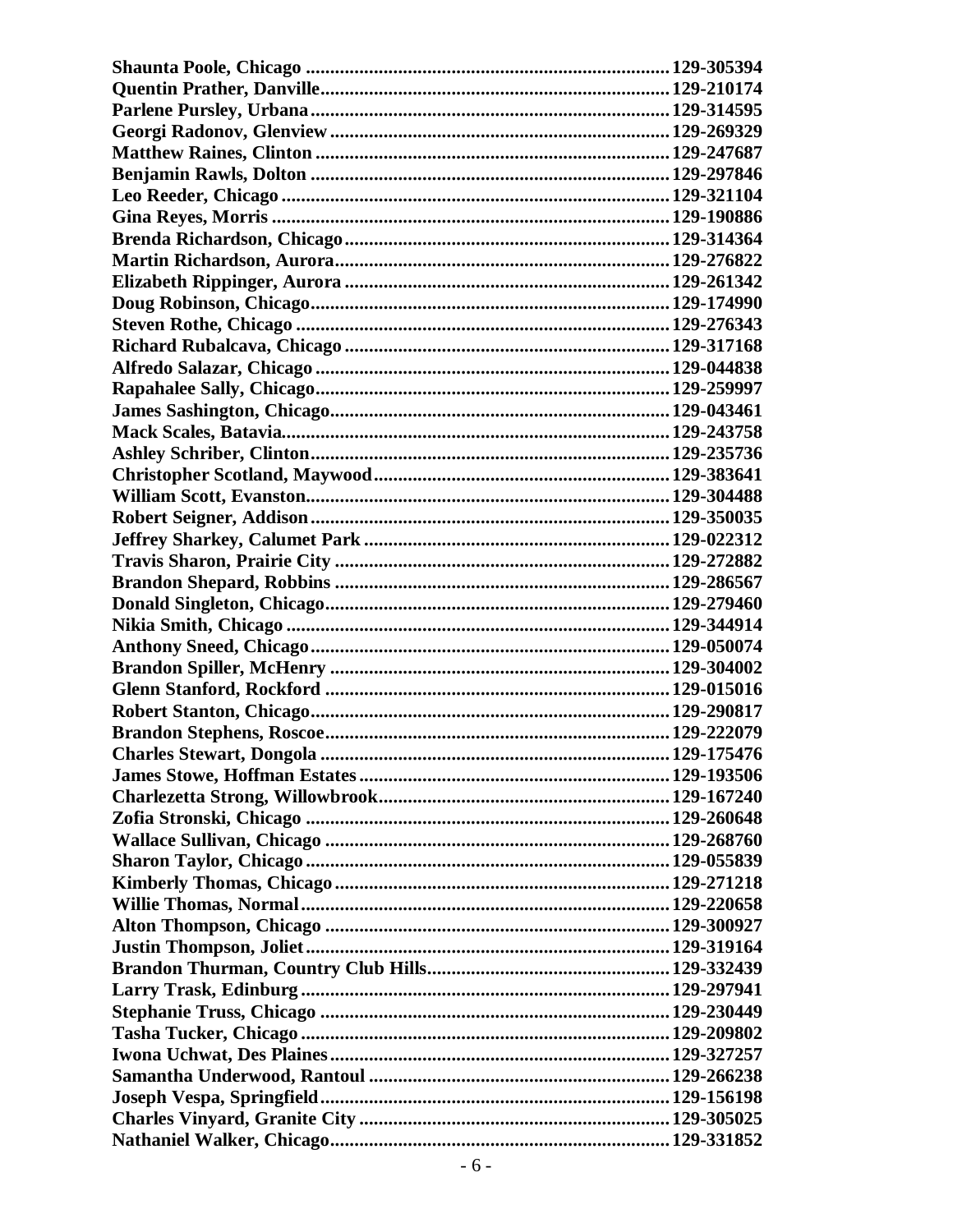**Shaunta Poole, Chicago ........................................................................ 129-305394**
**Quentin Prather, Danville...................................................................... 129-210174**
**Parlene Pursley, Urbana........................................................................ 129-314595**
**Georgi Radonov, Glenview .................................................................... 129-269329**
**Matthew Raines, Clinton ....................................................................... 129-247687**
**Benjamin Rawls, Dolton ........................................................................ 129-297846**
**Leo Reeder, Chicago ............................................................................. 129-321104**
**Gina Reyes, Morris ............................................................................... 129-190886**
**Brenda Richardson, Chicago................................................................. 129-314364**
**Martin Richardson, Aurora.................................................................... 129-276822**
**Elizabeth Rippinger, Aurora ................................................................. 129-261342**
**Doug Robinson, Chicago........................................................................ 129-174990**
**Steven Rothe, Chicago ........................................................................... 129-276343**
**Richard Rubalcava, Chicago ................................................................. 129-317168**
**Alfredo Salazar, Chicago ....................................................................... 129-044838**
**Rapahalee Sally, Chicago....................................................................... 129-259997**
**James Sashington, Chicago.................................................................... 129-043461**
**Mack Scales, Batavia.............................................................................. 129-243758**
**Ashley Schriber, Clinton........................................................................ 129-235736**
**Christopher Scotland, Maywood........................................................... 129-383641**
**William Scott, Evanston......................................................................... 129-304488**
**Robert Seigner, Addison........................................................................ 129-350035**
**Jeffrey Sharkey, Calumet Park ............................................................. 129-022312**
**Travis Sharon, Prairie City ................................................................... 129-272882**
**Brandon Shepard, Robbins ................................................................... 129-286567**
**Donald Singleton, Chicago..................................................................... 129-279460**
**Nikia Smith, Chicago ............................................................................. 129-344914**
**Anthony Sneed, Chicago........................................................................ 129-050074**
**Brandon Spiller, McHenry .................................................................... 129-304002**
**Glenn Stanford, Rockford ..................................................................... 129-015016**
**Robert Stanton, Chicago........................................................................ 129-290817**
**Brandon Stephens, Roscoe..................................................................... 129-222079**
**Charles Stewart, Dongola ...................................................................... 129-175476**
**James Stowe, Hoffman Estates.............................................................. 129-193506**
**Charlezetta Strong, Willowbrook.......................................................... 129-167240**
**Zofia Stronski, Chicago ......................................................................... 129-260648**
**Wallace Sullivan, Chicago ..................................................................... 129-268760**
**Sharon Taylor, Chicago......................................................................... 129-055839**
**Kimberly Thomas, Chicago................................................................... 129-271218**
**Willie Thomas, Normal.......................................................................... 129-220658**
**Alton Thompson, Chicago ..................................................................... 129-300927**
**Justin Thompson, Joliet......................................................................... 129-319164**
**Brandon Thurman, Country Club Hills................................................ 129-332439**
**Larry Trask, Edinburg .......................................................................... 129-297941**
**Stephanie Truss, Chicago ...................................................................... 129-230449**
**Tasha Tucker, Chicago .......................................................................... 129-209802**
**Iwona Uchwat, Des Plaines ................................................................... 129-327257**
**Samantha Underwood, Rantoul ............................................................ 129-266238**
**Joseph Vespa, Springfield...................................................................... 129-156198**
**Charles Vinyard, Granite City ............................................................. 129-305025**
**Nathaniel Walker, Chicago.................................................................... 129-331852**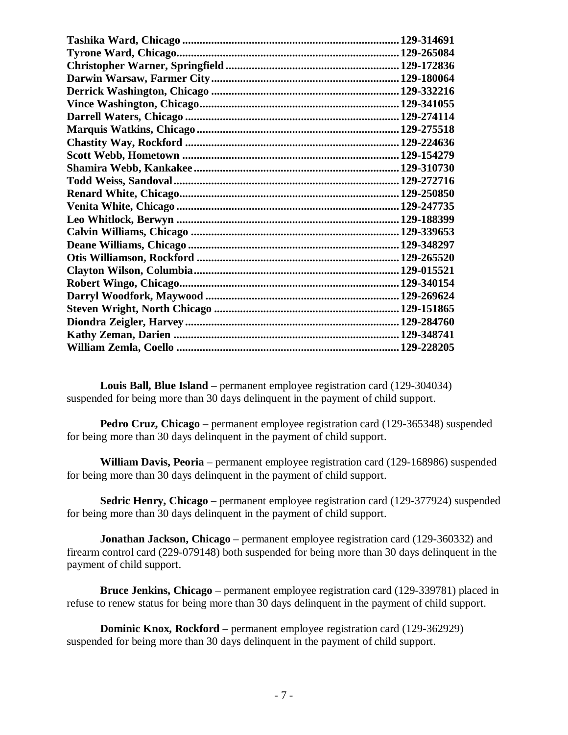**Tashika Ward, Chicago ........................................................................ 129-314691**
**Tyrone Ward, Chicago.......................................................................... 129-265084**
**Christopher Warner, Springfield ......................................................... 129-172836**
**Darwin Warsaw, Farmer City .............................................................. 129-180064**
**Derrick Washington, Chicago .............................................................. 129-332216**
**Vince Washington, Chicago.................................................................. 129-341055**
**Darrell Waters, Chicago ....................................................................... 129-274114**
**Marquis Watkins, Chicago ................................................................... 129-275518**
**Chastity Way, Rockford ....................................................................... 129-224636**
**Scott Webb, Hometown ........................................................................ 129-154279**
**Shamira Webb, Kankakee .................................................................... 129-310730**
**Todd Weiss, Sandoval........................................................................... 129-272716**
**Renard White, Chicago......................................................................... 129-250850**
**Venita White, Chicago .......................................................................... 129-247735**
**Leo Whitlock, Berwyn .......................................................................... 129-188399**
**Calvin Williams, Chicago ..................................................................... 129-339653**
**Deane Williams, Chicago ...................................................................... 129-348297**
**Otis Williamson, Rockford ................................................................... 129-265520**
**Clayton Wilson, Columbia.................................................................... 129-015521**
**Robert Wingo, Chicago......................................................................... 129-340154**
**Darryl Woodfork, Maywood ................................................................ 129-269624**
**Steven Wright, North Chicago ............................................................. 129-151865**
**Diondra Zeigler, Harvey ....................................................................... 129-284760**
**Kathy Zeman, Darien ........................................................................... 129-348741**
**William Zemla, Coello .......................................................................... 129-228205**

**Louis Ball, Blue Island** – permanent employee registration card (129-304034) suspended for being more than 30 days delinquent in the payment of child support.

**Pedro Cruz, Chicago** – permanent employee registration card (129-365348) suspended for being more than 30 days delinquent in the payment of child support.

**William Davis, Peoria** – permanent employee registration card (129-168986) suspended for being more than 30 days delinquent in the payment of child support.

**Sedric Henry, Chicago** – permanent employee registration card (129-377924) suspended for being more than 30 days delinquent in the payment of child support.

**Jonathan Jackson, Chicago** – permanent employee registration card (129-360332) and firearm control card (229-079148) both suspended for being more than 30 days delinquent in the payment of child support.

**Bruce Jenkins, Chicago** – permanent employee registration card (129-339781) placed in refuse to renew status for being more than 30 days delinquent in the payment of child support.

**Dominic Knox, Rockford** – permanent employee registration card (129-362929) suspended for being more than 30 days delinquent in the payment of child support.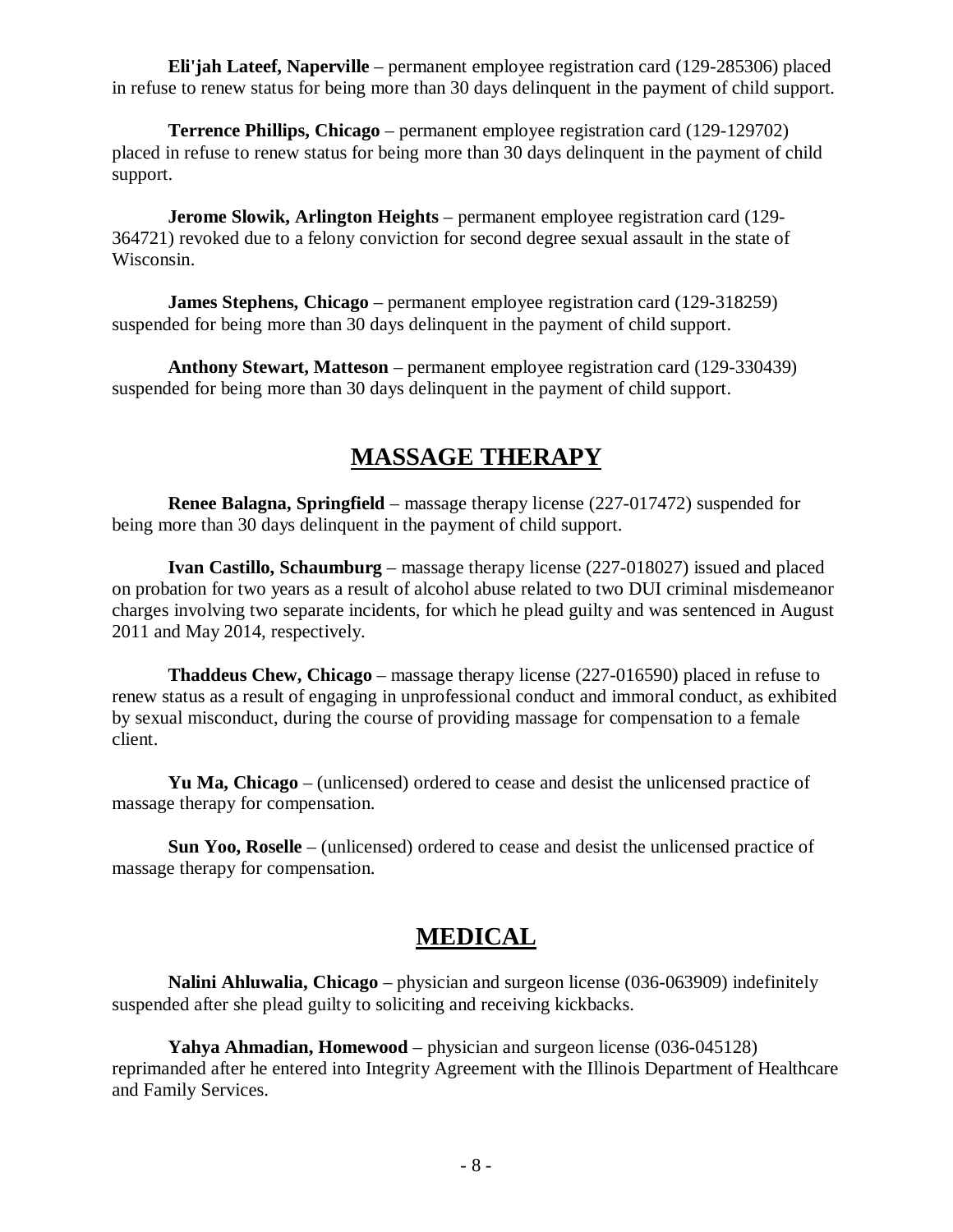**Eli'jah Lateef, Naperville** – permanent employee registration card (129-285306) placed in refuse to renew status for being more than 30 days delinquent in the payment of child support.

**Terrence Phillips, Chicago** – permanent employee registration card (129-129702) placed in refuse to renew status for being more than 30 days delinquent in the payment of child support.

**Jerome Slowik, Arlington Heights** – permanent employee registration card (129-364721) revoked due to a felony conviction for second degree sexual assault in the state of Wisconsin.

**James Stephens, Chicago** – permanent employee registration card (129-318259) suspended for being more than 30 days delinquent in the payment of child support.

**Anthony Stewart, Matteson** – permanent employee registration card (129-330439) suspended for being more than 30 days delinquent in the payment of child support.

## MASSAGE THERAPY

**Renee Balagna, Springfield** – massage therapy license (227-017472) suspended for being more than 30 days delinquent in the payment of child support.

**Ivan Castillo, Schaumburg** – massage therapy license (227-018027) issued and placed on probation for two years as a result of alcohol abuse related to two DUI criminal misdemeanor charges involving two separate incidents, for which he plead guilty and was sentenced in August 2011 and May 2014, respectively.

**Thaddeus Chew, Chicago** – massage therapy license (227-016590) placed in refuse to renew status as a result of engaging in unprofessional conduct and immoral conduct, as exhibited by sexual misconduct, during the course of providing massage for compensation to a female client.

**Yu Ma, Chicago** – (unlicensed) ordered to cease and desist the unlicensed practice of massage therapy for compensation.

**Sun Yoo, Roselle** – (unlicensed) ordered to cease and desist the unlicensed practice of massage therapy for compensation.

## MEDICAL

**Nalini Ahluwalia, Chicago** – physician and surgeon license (036-063909) indefinitely suspended after she plead guilty to soliciting and receiving kickbacks.

**Yahya Ahmadian, Homewood** – physician and surgeon license (036-045128) reprimanded after he entered into Integrity Agreement with the Illinois Department of Healthcare and Family Services.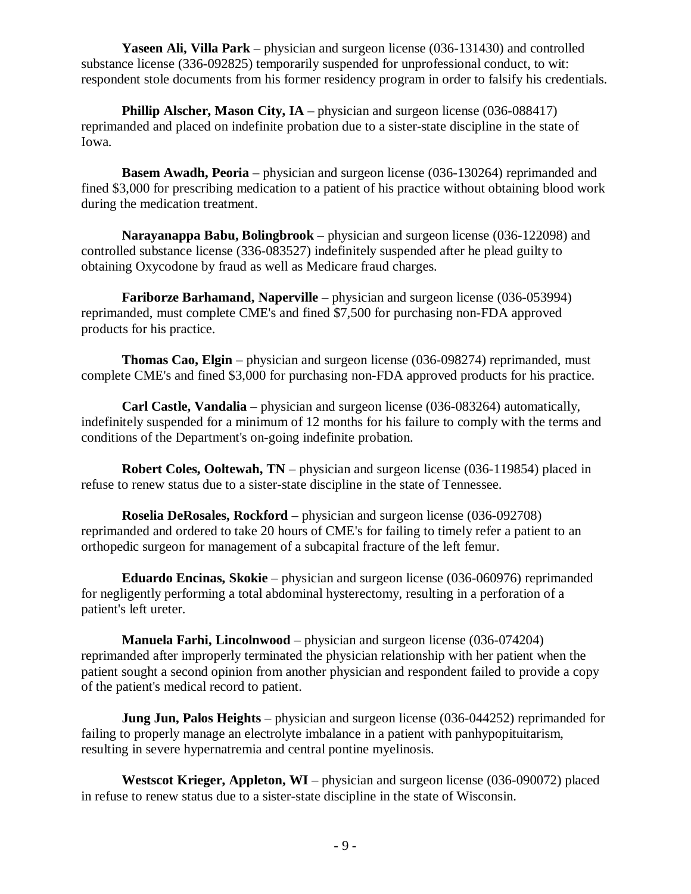**Yaseen Ali, Villa Park** – physician and surgeon license (036-131430) and controlled substance license (336-092825) temporarily suspended for unprofessional conduct, to wit: respondent stole documents from his former residency program in order to falsify his credentials.

**Phillip Alscher, Mason City, IA** – physician and surgeon license (036-088417) reprimanded and placed on indefinite probation due to a sister-state discipline in the state of Iowa.

**Basem Awadh, Peoria** – physician and surgeon license (036-130264) reprimanded and fined $3,000 for prescribing medication to a patient of his practice without obtaining blood work during the medication treatment.

**Narayanappa Babu, Bolingbrook** – physician and surgeon license (036-122098) and controlled substance license (336-083527) indefinitely suspended after he plead guilty to obtaining Oxycodone by fraud as well as Medicare fraud charges.

**Fariborze Barhamand, Naperville** – physician and surgeon license (036-053994) reprimanded, must complete CME's and fined $7,500 for purchasing non-FDA approved products for his practice.

**Thomas Cao, Elgin** – physician and surgeon license (036-098274) reprimanded, must complete CME's and fined $3,000 for purchasing non-FDA approved products for his practice.

**Carl Castle, Vandalia** – physician and surgeon license (036-083264) automatically, indefinitely suspended for a minimum of 12 months for his failure to comply with the terms and conditions of the Department's on-going indefinite probation.

**Robert Coles, Ooltewah, TN** – physician and surgeon license (036-119854) placed in refuse to renew status due to a sister-state discipline in the state of Tennessee.

**Roselia DeRosales, Rockford** – physician and surgeon license (036-092708) reprimanded and ordered to take 20 hours of CME's for failing to timely refer a patient to an orthopedic surgeon for management of a subcapital fracture of the left femur.

**Eduardo Encinas, Skokie** – physician and surgeon license (036-060976) reprimanded for negligently performing a total abdominal hysterectomy, resulting in a perforation of a patient's left ureter.

**Manuela Farhi, Lincolnwood** – physician and surgeon license (036-074204) reprimanded after improperly terminated the physician relationship with her patient when the patient sought a second opinion from another physician and respondent failed to provide a copy of the patient's medical record to patient.

**Jung Jun, Palos Heights** – physician and surgeon license (036-044252) reprimanded for failing to properly manage an electrolyte imbalance in a patient with panhypopituitarism, resulting in severe hypernatremia and central pontine myelinosis.

**Westscot Krieger, Appleton, WI** – physician and surgeon license (036-090072) placed in refuse to renew status due to a sister-state discipline in the state of Wisconsin.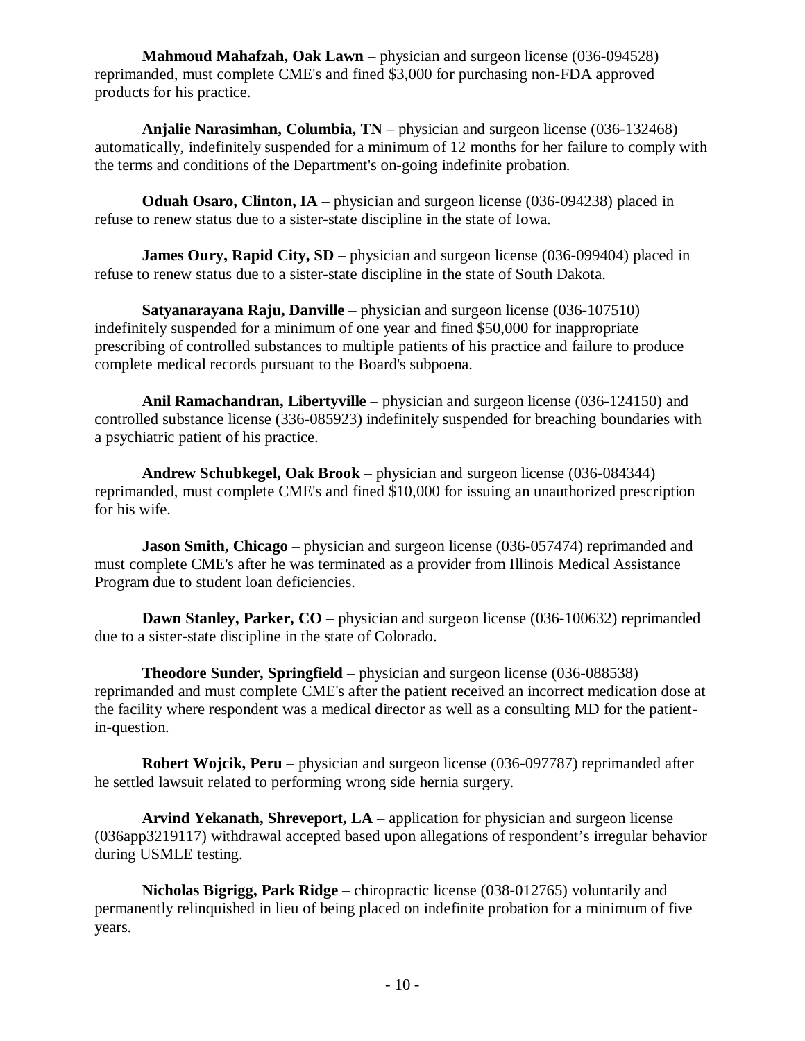**Mahmoud Mahafzah, Oak Lawn** – physician and surgeon license (036-094528) reprimanded, must complete CME's and fined $3,000 for purchasing non-FDA approved products for his practice.

**Anjalie Narasimhan, Columbia, TN** – physician and surgeon license (036-132468) automatically, indefinitely suspended for a minimum of 12 months for her failure to comply with the terms and conditions of the Department's on-going indefinite probation.

**Oduah Osaro, Clinton, IA** – physician and surgeon license (036-094238) placed in refuse to renew status due to a sister-state discipline in the state of Iowa.

**James Oury, Rapid City, SD** – physician and surgeon license (036-099404) placed in refuse to renew status due to a sister-state discipline in the state of South Dakota.

**Satyanarayana Raju, Danville** – physician and surgeon license (036-107510) indefinitely suspended for a minimum of one year and fined $50,000 for inappropriate prescribing of controlled substances to multiple patients of his practice and failure to produce complete medical records pursuant to the Board's subpoena.

**Anil Ramachandran, Libertyville** – physician and surgeon license (036-124150) and controlled substance license (336-085923) indefinitely suspended for breaching boundaries with a psychiatric patient of his practice.

**Andrew Schubkegel, Oak Brook** – physician and surgeon license (036-084344) reprimanded, must complete CME's and fined $10,000 for issuing an unauthorized prescription for his wife.

**Jason Smith, Chicago** – physician and surgeon license (036-057474) reprimanded and must complete CME's after he was terminated as a provider from Illinois Medical Assistance Program due to student loan deficiencies.

**Dawn Stanley, Parker, CO** – physician and surgeon license (036-100632) reprimanded due to a sister-state discipline in the state of Colorado.

**Theodore Sunder, Springfield** – physician and surgeon license (036-088538) reprimanded and must complete CME's after the patient received an incorrect medication dose at the facility where respondent was a medical director as well as a consulting MD for the patient-in-question.

**Robert Wojcik, Peru** – physician and surgeon license (036-097787) reprimanded after he settled lawsuit related to performing wrong side hernia surgery.

**Arvind Yekanath, Shreveport, LA** – application for physician and surgeon license (036app3219117) withdrawal accepted based upon allegations of respondent's irregular behavior during USMLE testing.

**Nicholas Bigrigg, Park Ridge** – chiropractic license (038-012765) voluntarily and permanently relinquished in lieu of being placed on indefinite probation for a minimum of five years.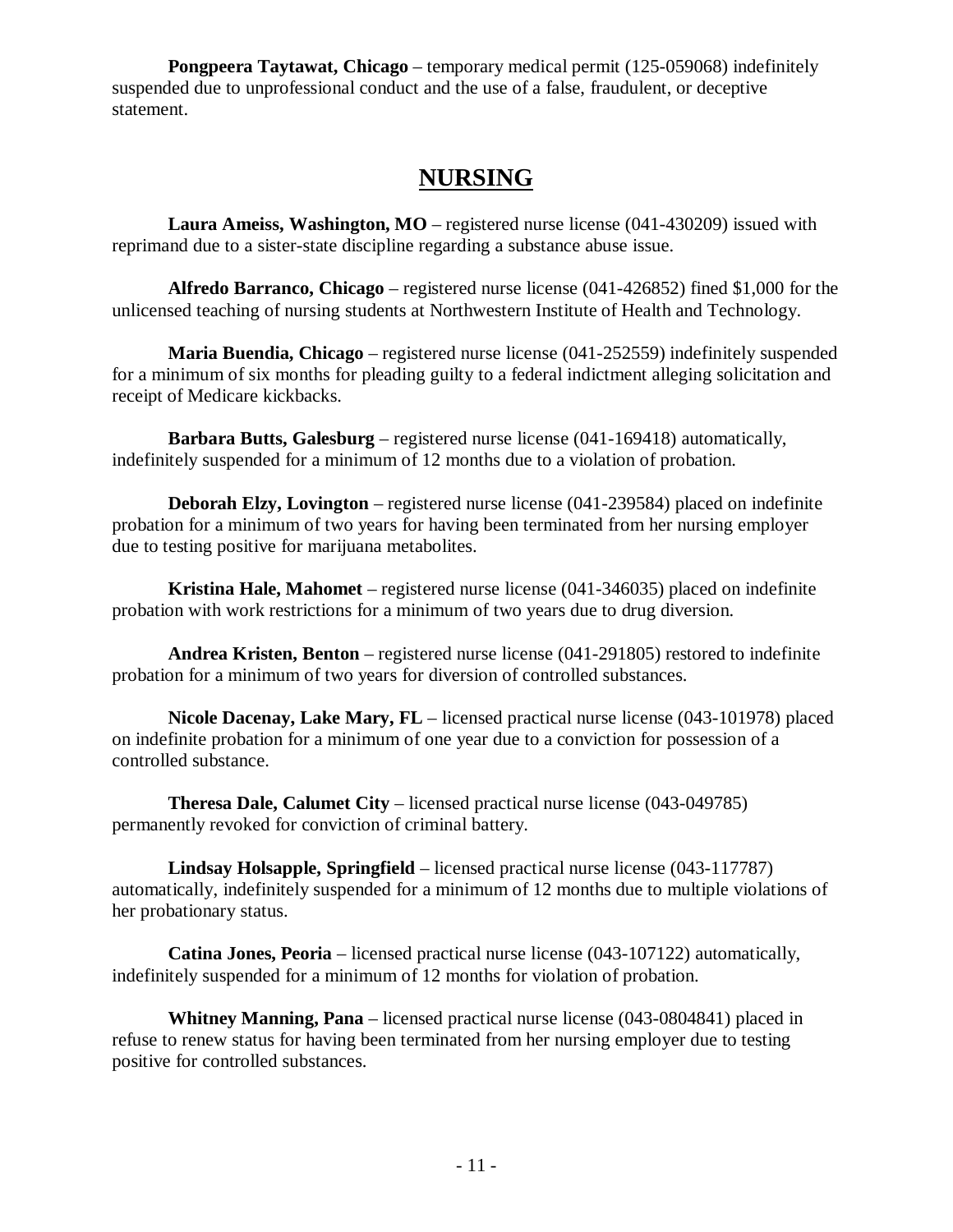**Pongpeera Taytawat, Chicago** – temporary medical permit (125-059068) indefinitely suspended due to unprofessional conduct and the use of a false, fraudulent, or deceptive statement.

## NURSING

**Laura Ameiss, Washington, MO** – registered nurse license (041-430209) issued with reprimand due to a sister-state discipline regarding a substance abuse issue.

**Alfredo Barranco, Chicago** – registered nurse license (041-426852) fined $1,000 for the unlicensed teaching of nursing students at Northwestern Institute of Health and Technology.

**Maria Buendia, Chicago** – registered nurse license (041-252559) indefinitely suspended for a minimum of six months for pleading guilty to a federal indictment alleging solicitation and receipt of Medicare kickbacks.

**Barbara Butts, Galesburg** – registered nurse license (041-169418) automatically, indefinitely suspended for a minimum of 12 months due to a violation of probation.

**Deborah Elzy, Lovington** – registered nurse license (041-239584) placed on indefinite probation for a minimum of two years for having been terminated from her nursing employer due to testing positive for marijuana metabolites.

**Kristina Hale, Mahomet** – registered nurse license (041-346035) placed on indefinite probation with work restrictions for a minimum of two years due to drug diversion.

**Andrea Kristen, Benton** – registered nurse license (041-291805) restored to indefinite probation for a minimum of two years for diversion of controlled substances.

**Nicole Dacenay, Lake Mary, FL** – licensed practical nurse license (043-101978) placed on indefinite probation for a minimum of one year due to a conviction for possession of a controlled substance.

**Theresa Dale, Calumet City** – licensed practical nurse license (043-049785) permanently revoked for conviction of criminal battery.

**Lindsay Holsapple, Springfield** – licensed practical nurse license (043-117787) automatically, indefinitely suspended for a minimum of 12 months due to multiple violations of her probationary status.

**Catina Jones, Peoria** – licensed practical nurse license (043-107122) automatically, indefinitely suspended for a minimum of 12 months for violation of probation.

**Whitney Manning, Pana** – licensed practical nurse license (043-0804841) placed in refuse to renew status for having been terminated from her nursing employer due to testing positive for controlled substances.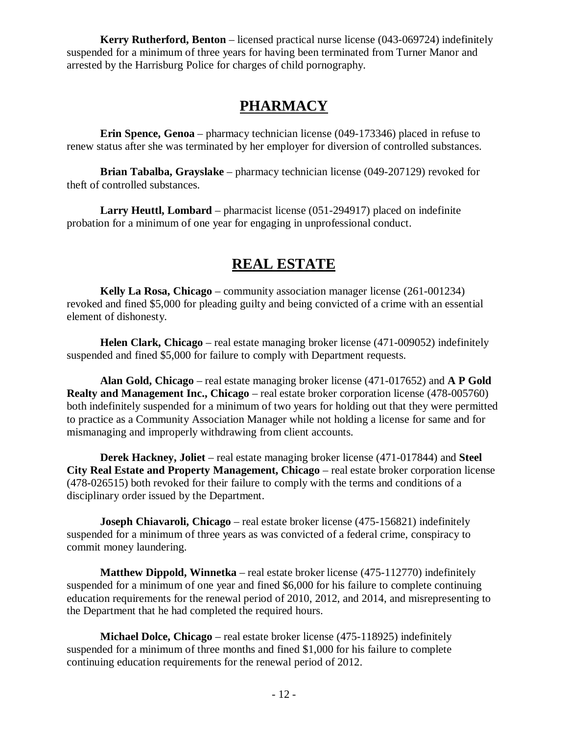**Kerry Rutherford, Benton** – licensed practical nurse license (043-069724) indefinitely suspended for a minimum of three years for having been terminated from Turner Manor and arrested by the Harrisburg Police for charges of child pornography.

## PHARMACY

**Erin Spence, Genoa** – pharmacy technician license (049-173346) placed in refuse to renew status after she was terminated by her employer for diversion of controlled substances.

**Brian Tabalba, Grayslake** – pharmacy technician license (049-207129) revoked for theft of controlled substances.

**Larry Heuttl, Lombard** – pharmacist license (051-294917) placed on indefinite probation for a minimum of one year for engaging in unprofessional conduct.

## REAL ESTATE

**Kelly La Rosa, Chicago** – community association manager license (261-001234) revoked and fined $5,000 for pleading guilty and being convicted of a crime with an essential element of dishonesty.

**Helen Clark, Chicago** – real estate managing broker license (471-009052) indefinitely suspended and fined $5,000 for failure to comply with Department requests.

**Alan Gold, Chicago** – real estate managing broker license (471-017652) and **A P Gold Realty and Management Inc., Chicago** – real estate broker corporation license (478-005760) both indefinitely suspended for a minimum of two years for holding out that they were permitted to practice as a Community Association Manager while not holding a license for same and for mismanaging and improperly withdrawing from client accounts.

**Derek Hackney, Joliet** – real estate managing broker license (471-017844) and **Steel City Real Estate and Property Management, Chicago** – real estate broker corporation license (478-026515) both revoked for their failure to comply with the terms and conditions of a disciplinary order issued by the Department.

**Joseph Chiavaroli, Chicago** – real estate broker license (475-156821) indefinitely suspended for a minimum of three years as was convicted of a federal crime, conspiracy to commit money laundering.

**Matthew Dippold, Winnetka** – real estate broker license (475-112770) indefinitely suspended for a minimum of one year and fined $6,000 for his failure to complete continuing education requirements for the renewal period of 2010, 2012, and 2014, and misrepresenting to the Department that he had completed the required hours.

**Michael Dolce, Chicago** – real estate broker license (475-118925) indefinitely suspended for a minimum of three months and fined $1,000 for his failure to complete continuing education requirements for the renewal period of 2012.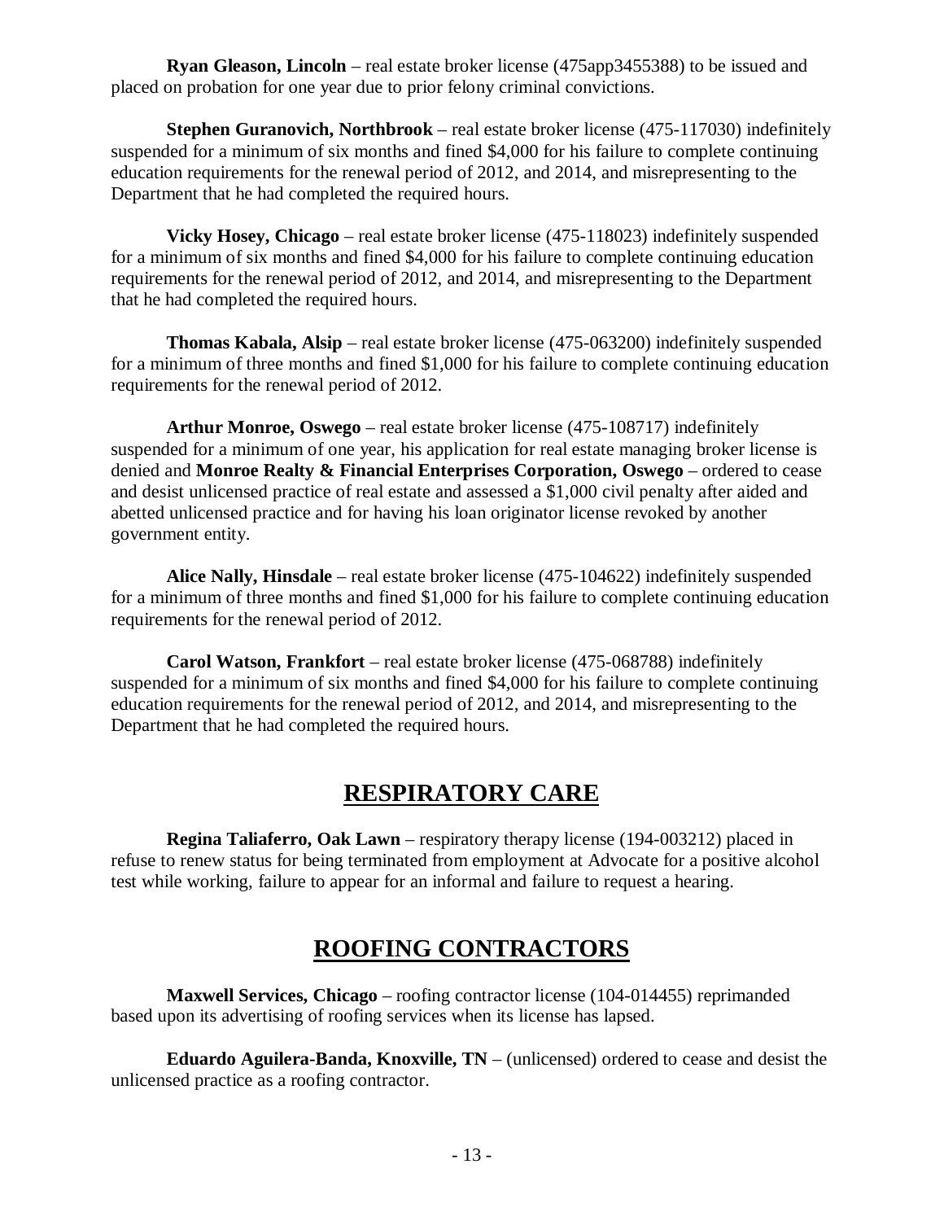**Ryan Gleason, Lincoln** – real estate broker license (475app3455388) to be issued and placed on probation for one year due to prior felony criminal convictions.

**Stephen Guranovich, Northbrook** – real estate broker license (475-117030) indefinitely suspended for a minimum of six months and fined $4,000 for his failure to complete continuing education requirements for the renewal period of 2012, and 2014, and misrepresenting to the Department that he had completed the required hours.

**Vicky Hosey, Chicago** – real estate broker license (475-118023) indefinitely suspended for a minimum of six months and fined $4,000 for his failure to complete continuing education requirements for the renewal period of 2012, and 2014, and misrepresenting to the Department that he had completed the required hours.

**Thomas Kabala, Alsip** – real estate broker license (475-063200) indefinitely suspended for a minimum of three months and fined $1,000 for his failure to complete continuing education requirements for the renewal period of 2012.

**Arthur Monroe, Oswego** – real estate broker license (475-108717) indefinitely suspended for a minimum of one year, his application for real estate managing broker license is denied and **Monroe Realty & Financial Enterprises Corporation, Oswego** – ordered to cease and desist unlicensed practice of real estate and assessed a $1,000 civil penalty after aided and abetted unlicensed practice and for having his loan originator license revoked by another government entity.

**Alice Nally, Hinsdale** – real estate broker license (475-104622) indefinitely suspended for a minimum of three months and fined $1,000 for his failure to complete continuing education requirements for the renewal period of 2012.

**Carol Watson, Frankfort** – real estate broker license (475-068788) indefinitely suspended for a minimum of six months and fined $4,000 for his failure to complete continuing education requirements for the renewal period of 2012, and 2014, and misrepresenting to the Department that he had completed the required hours.

## RESPIRATORY CARE

**Regina Taliaferro, Oak Lawn** – respiratory therapy license (194-003212) placed in refuse to renew status for being terminated from employment at Advocate for a positive alcohol test while working, failure to appear for an informal and failure to request a hearing.

## ROOFING CONTRACTORS

**Maxwell Services, Chicago** – roofing contractor license (104-014455) reprimanded based upon its advertising of roofing services when its license has lapsed.

**Eduardo Aguilera-Banda, Knoxville, TN** – (unlicensed) ordered to cease and desist the unlicensed practice as a roofing contractor.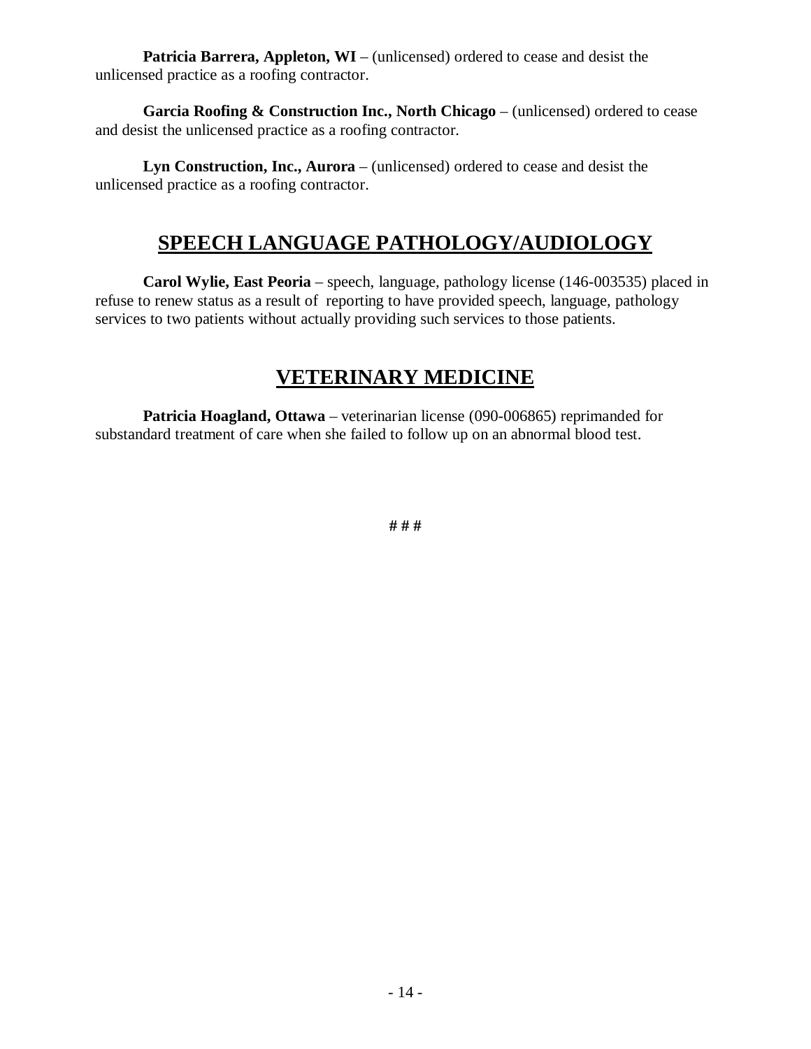**Patricia Barrera, Appleton, WI** – (unlicensed) ordered to cease and desist the unlicensed practice as a roofing contractor.

**Garcia Roofing & Construction Inc., North Chicago** – (unlicensed) ordered to cease and desist the unlicensed practice as a roofing contractor.

**Lyn Construction, Inc., Aurora** – (unlicensed) ordered to cease and desist the unlicensed practice as a roofing contractor.

## SPEECH LANGUAGE PATHOLOGY/AUDIOLOGY

**Carol Wylie, East Peoria** – speech, language, pathology license (146-003535) placed in refuse to renew status as a result of reporting to have provided speech, language, pathology services to two patients without actually providing such services to those patients.

## VETERINARY MEDICINE

**Patricia Hoagland, Ottawa** – veterinarian license (090-006865) reprimanded for substandard treatment of care when she failed to follow up on an abnormal blood test.

# # #